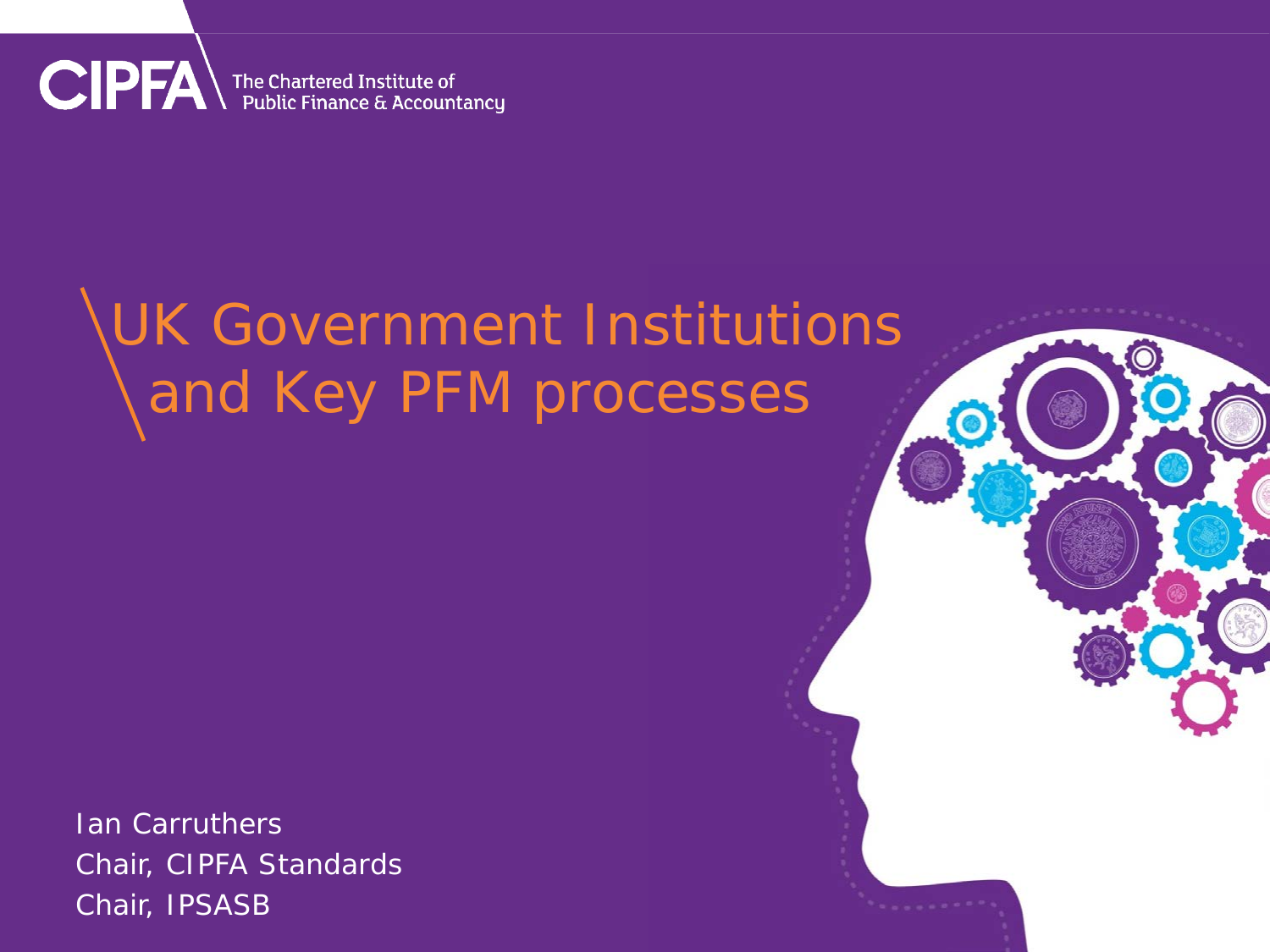CIPFA The Chartered Institute of Public Finance & Accountancy

# UK Government Institutions and Key PFM processes

Ian Carruthers
Chair, CIPFA Standards
Chair, IPSASB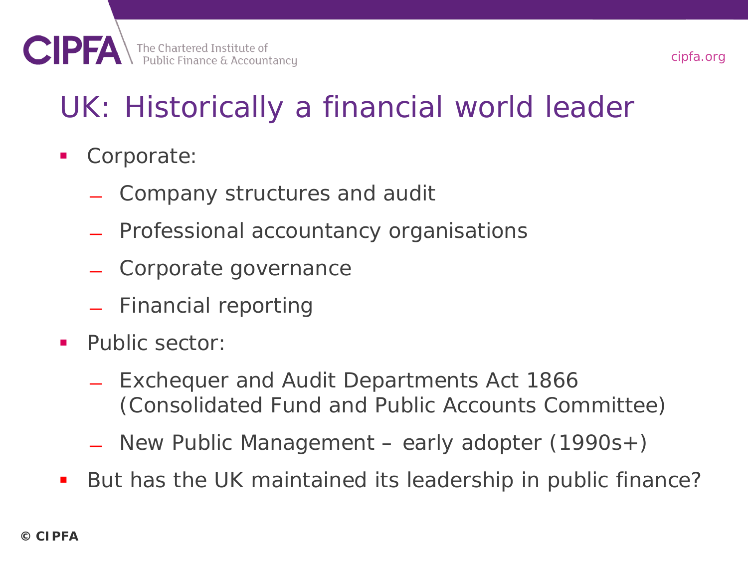# UK: Historically a financial world leader

- Corporate:
  - Company structures and audit
  - Professional accountancy organisations
  - Corporate governance
  - Financial reporting
- Public sector:
  - Exchequer and Audit Departments Act 1866 (Consolidated Fund and Public Accounts Committee)
  - New Public Management – early adopter (1990s+)
- But has the UK maintained its leadership in public finance?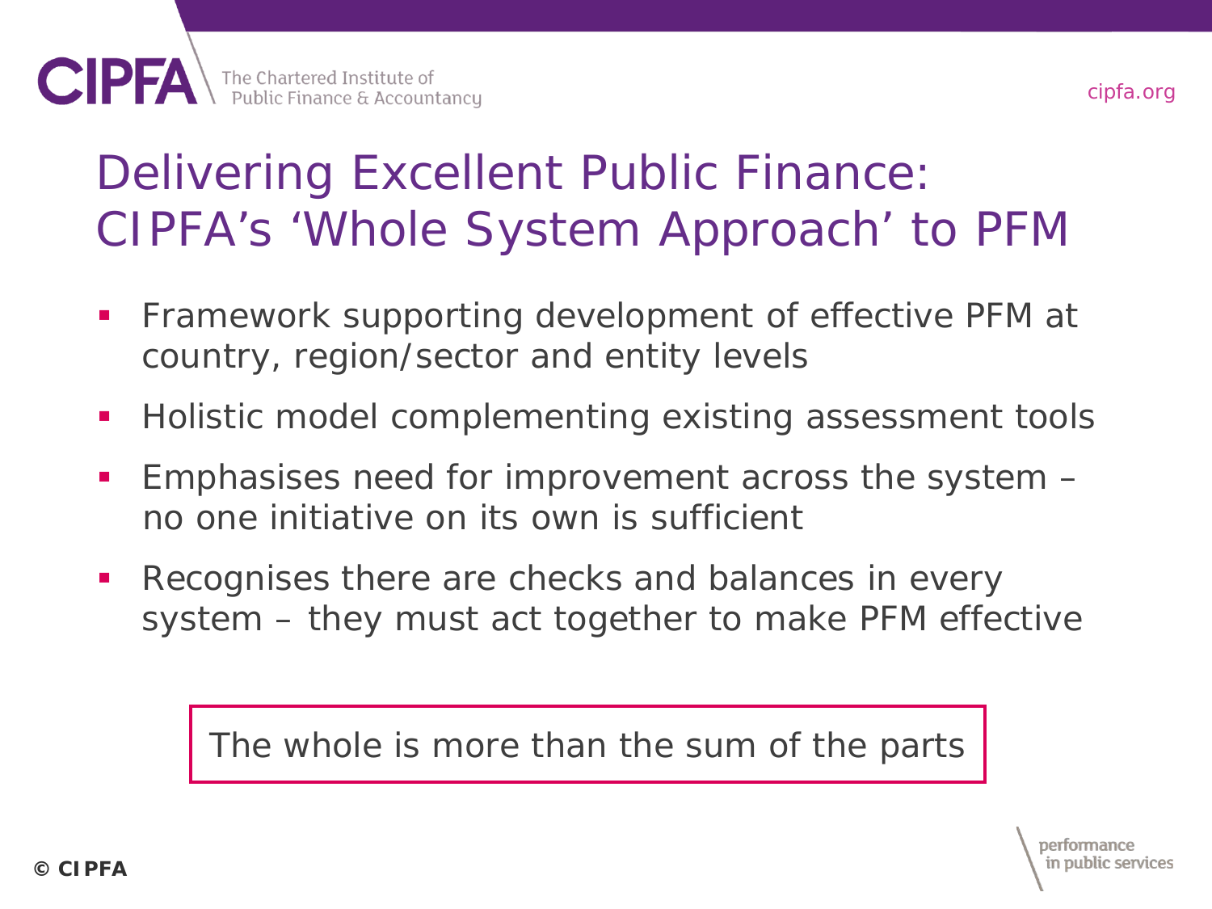# Delivering Excellent Public Finance: CIPFA's 'Whole System Approach' to PFM

- Framework supporting development of effective PFM at country, region/sector and entity levels
- Holistic model complementing existing assessment tools
- Emphasises need for improvement across the system – no one initiative on its own is sufficient
- Recognises there are checks and balances in every system – they must act together to make PFM effective

The whole is more than the sum of the parts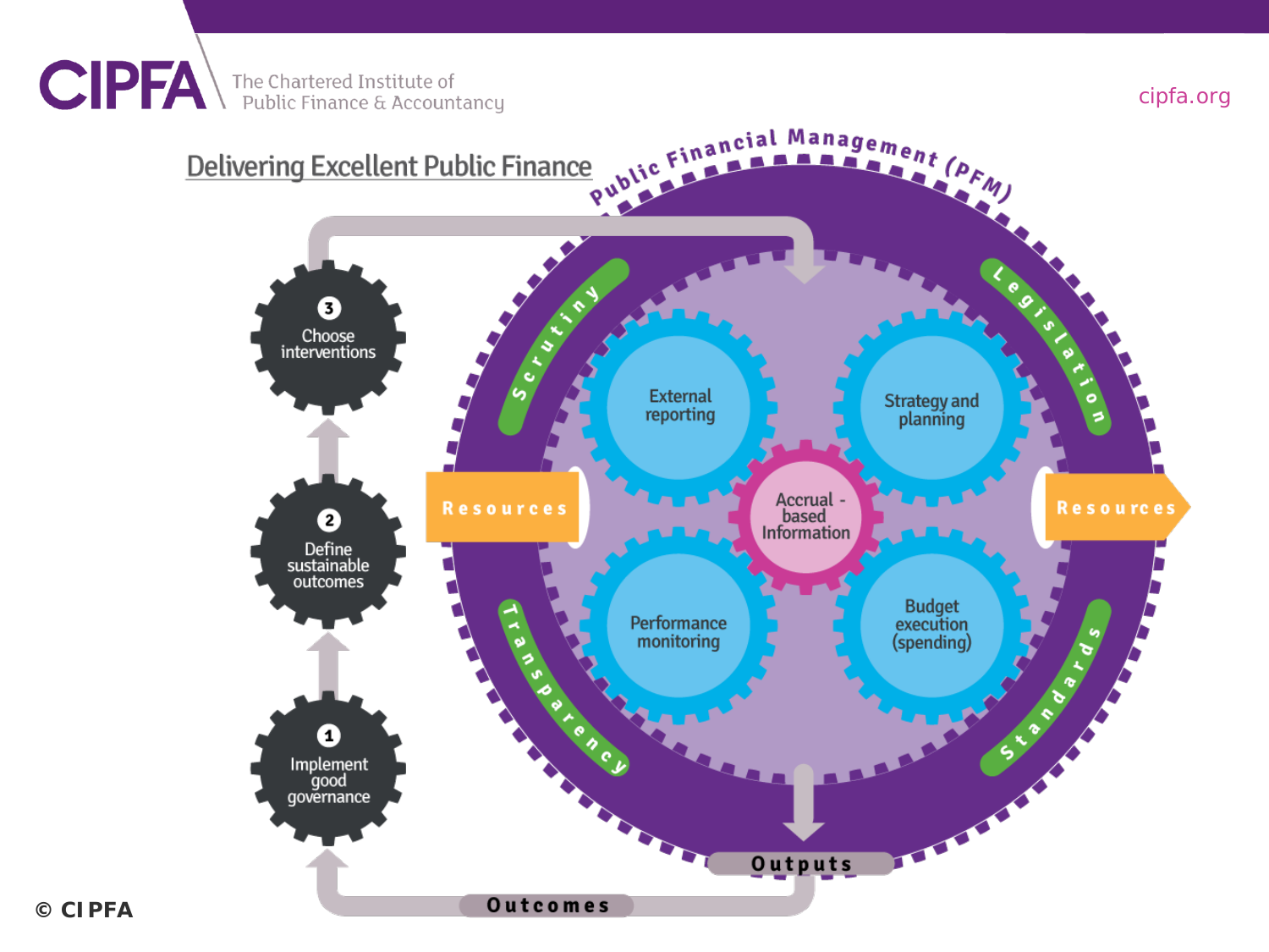CIPFA The Chartered Institute of Public Finance & Accountancy

cipfa.org

## Delivering Excellent Public Finance

Public Financial Management (PFM)

3 Choose interventions

2 Define sustainable outcomes

1 Implement good governance

Scrutiny

Legislation

Transparency

Standards

Resources

Resources

External reporting

Strategy and planning

Accrual - based Information

Performance monitoring

Budget execution (spending)

Outputs

Outcomes

© CIPFA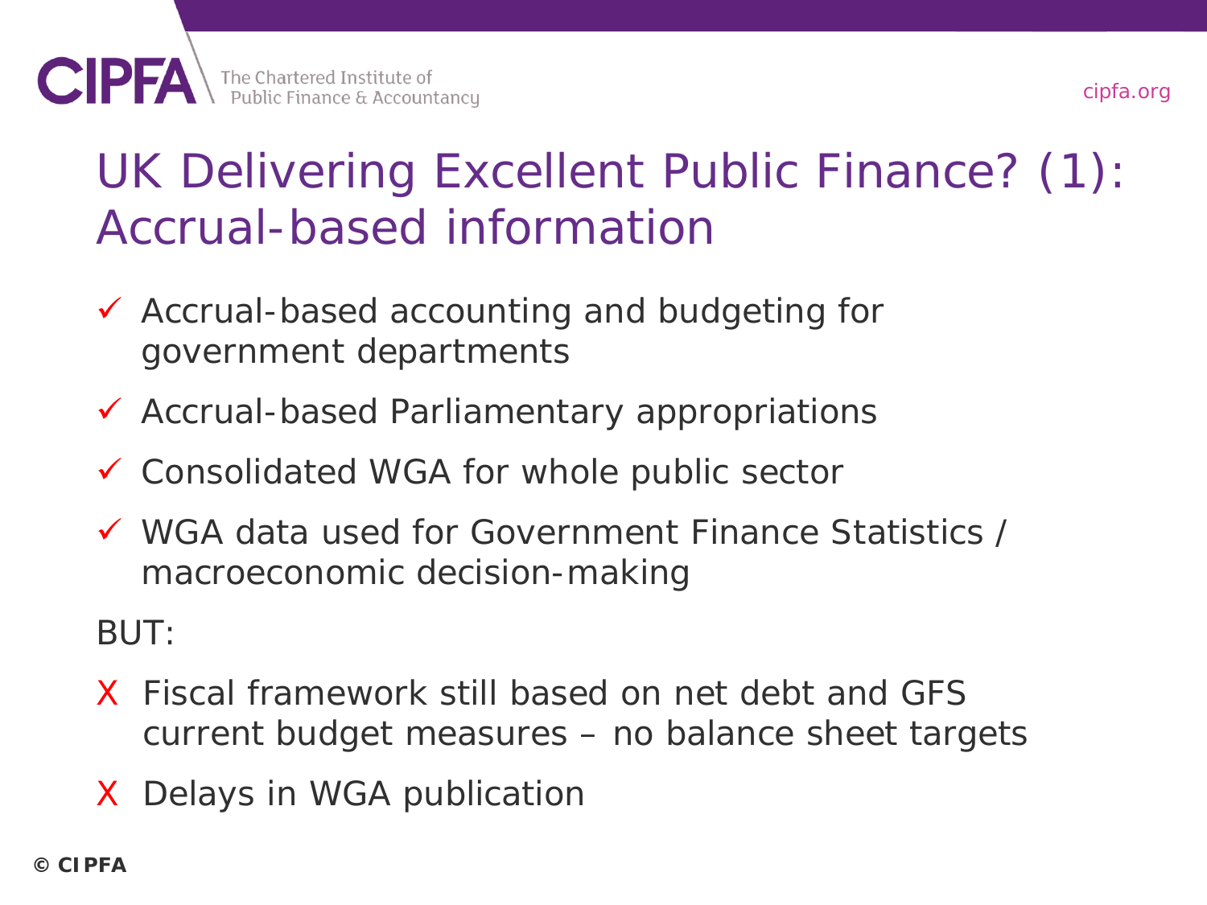# UK Delivering Excellent Public Finance? (1): Accrual-based information

- ✓ Accrual-based accounting and budgeting for government departments
- ✓ Accrual-based Parliamentary appropriations
- ✓ Consolidated WGA for whole public sector
- ✓ WGA data used for Government Finance Statistics / macroeconomic decision-making

BUT:

- X Fiscal framework still based on net debt and GFS current budget measures – no balance sheet targets
- X Delays in WGA publication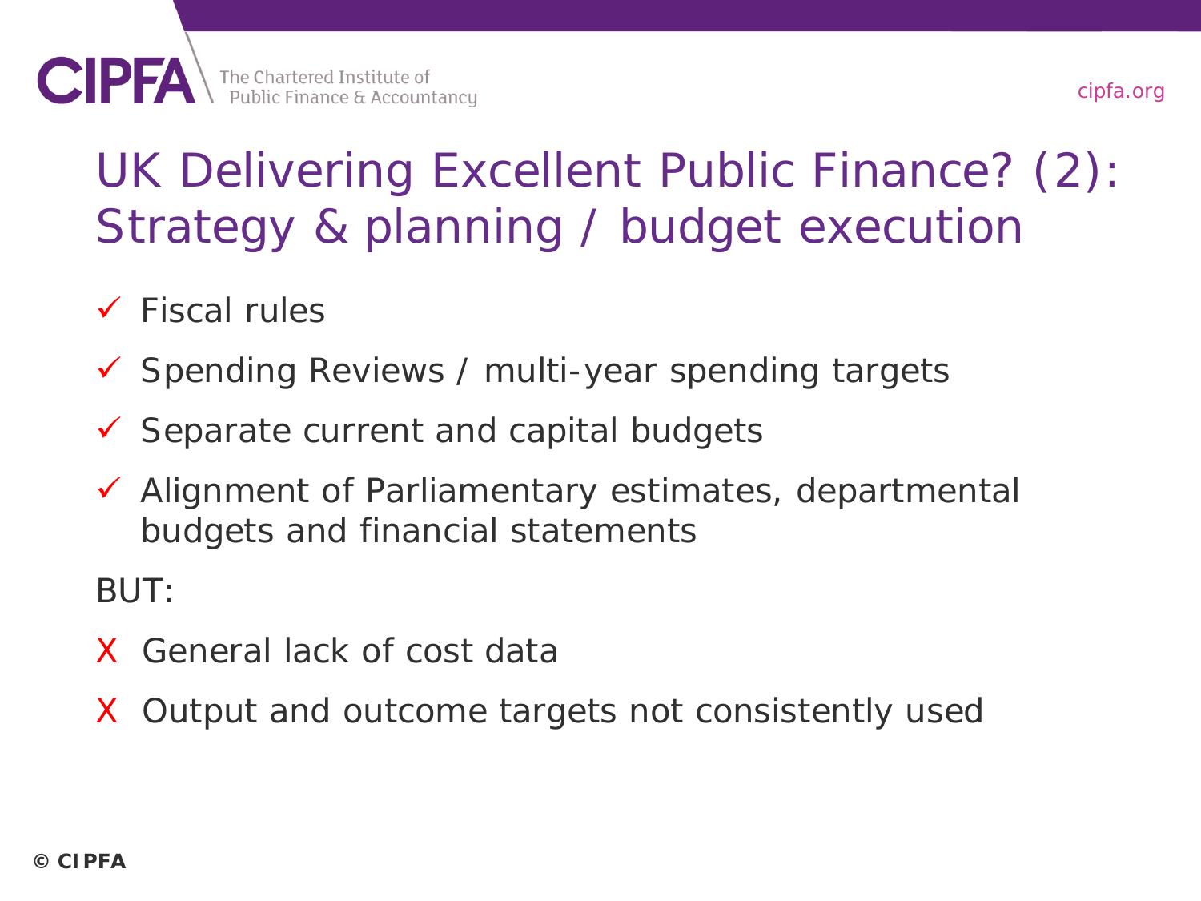# UK Delivering Excellent Public Finance? (2): Strategy & planning / budget execution

- ✓ Fiscal rules
- ✓ Spending Reviews / multi-year spending targets
- ✓ Separate current and capital budgets
- ✓ Alignment of Parliamentary estimates, departmental budgets and financial statements

BUT:

- X General lack of cost data
- X Output and outcome targets not consistently used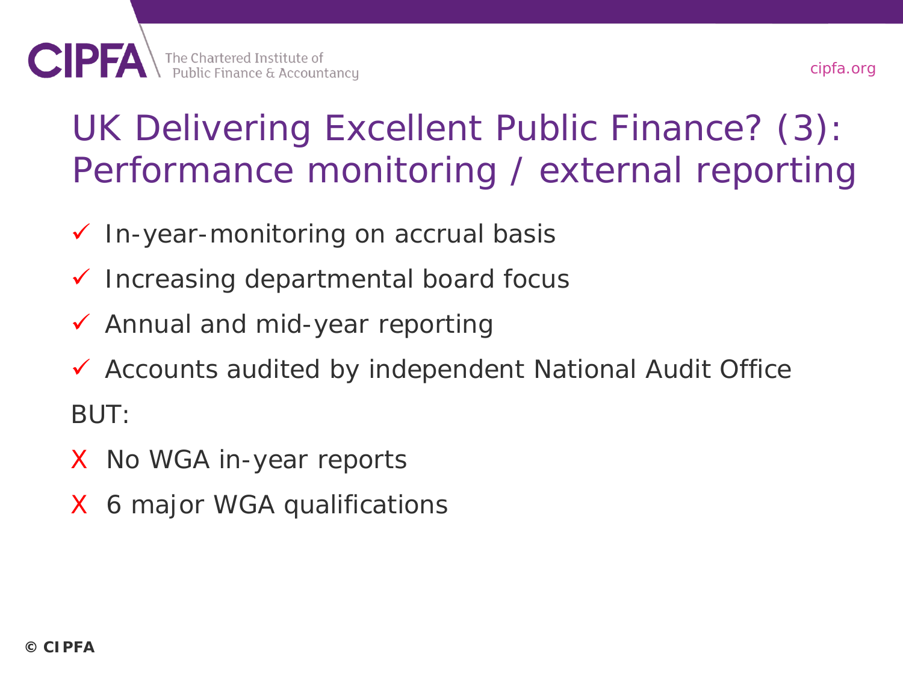# UK Delivering Excellent Public Finance? (3): Performance monitoring / external reporting

- ✓ In-year-monitoring on accrual basis
- ✓ Increasing departmental board focus
- ✓ Annual and mid-year reporting
- ✓ Accounts audited by independent National Audit Office

BUT:

- X No WGA in-year reports
- X 6 major WGA qualifications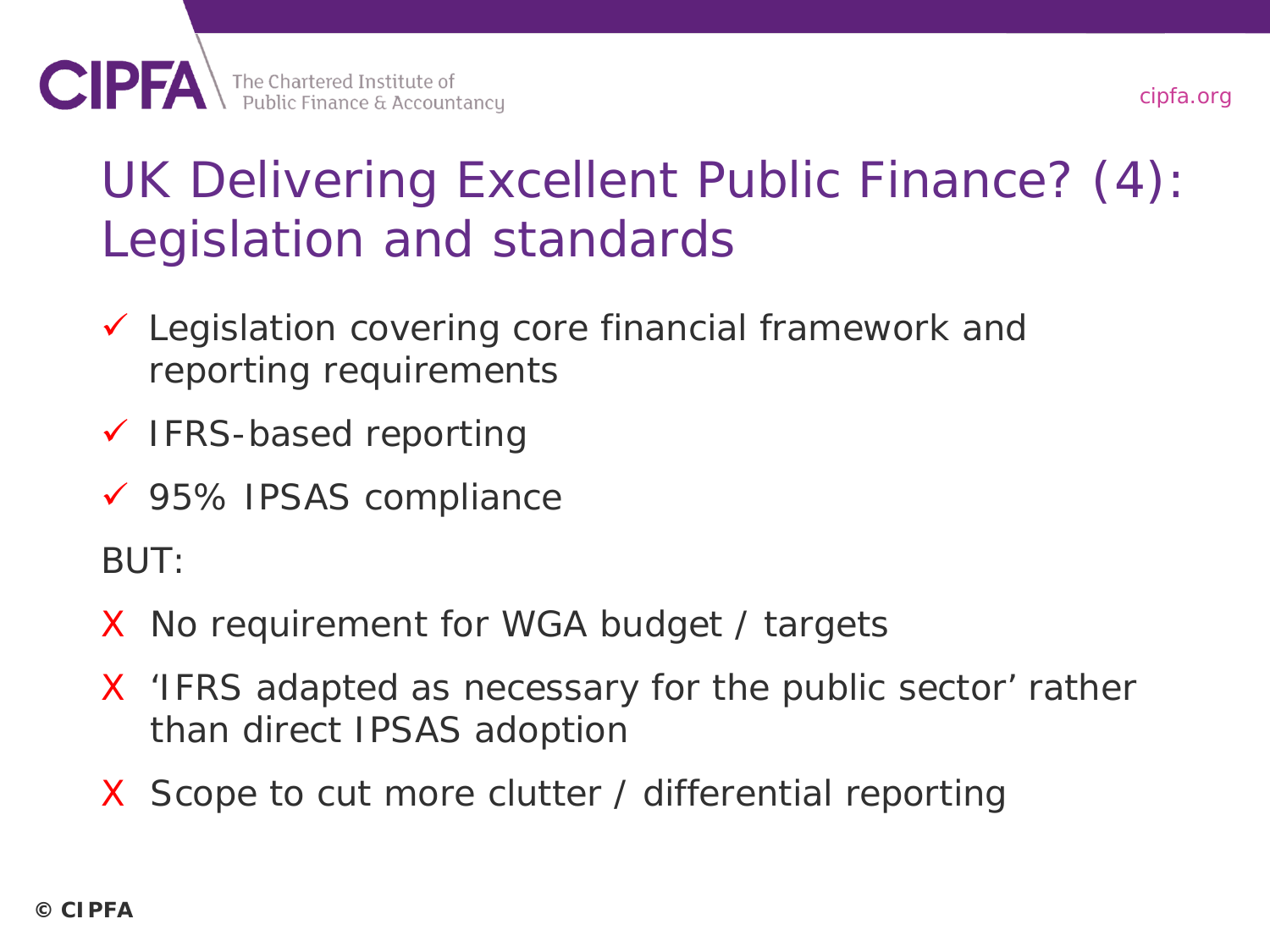# UK Delivering Excellent Public Finance? (4): Legislation and standards

- ✓ Legislation covering core financial framework and reporting requirements
- ✓ IFRS-based reporting
- ✓ 95% IPSAS compliance

BUT:

- X No requirement for WGA budget / targets
- X 'IFRS adapted as necessary for the public sector' rather than direct IPSAS adoption
- X Scope to cut more clutter / differential reporting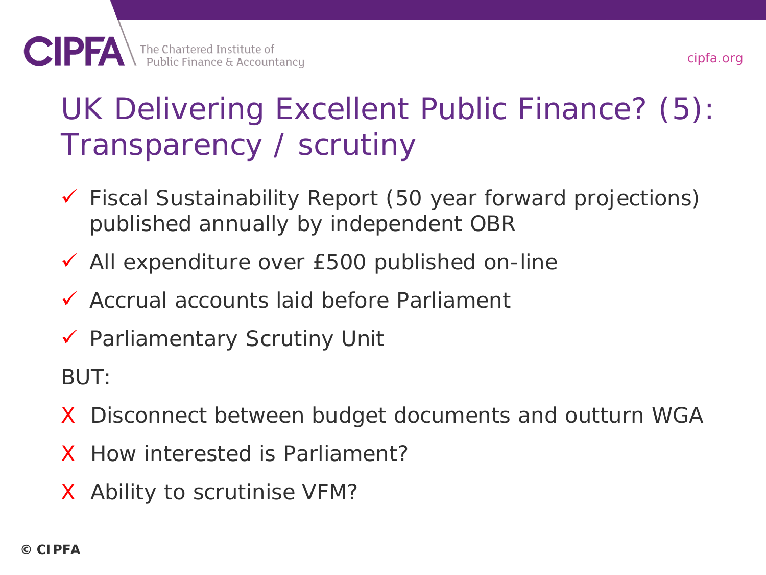# UK Delivering Excellent Public Finance? (5): Transparency / scrutiny

- ✓ Fiscal Sustainability Report (50 year forward projections) published annually by independent OBR
- ✓ All expenditure over £500 published on-line
- ✓ Accrual accounts laid before Parliament
- ✓ Parliamentary Scrutiny Unit

BUT:

- X Disconnect between budget documents and outturn WGA
- X How interested is Parliament?
- X Ability to scrutinise VFM?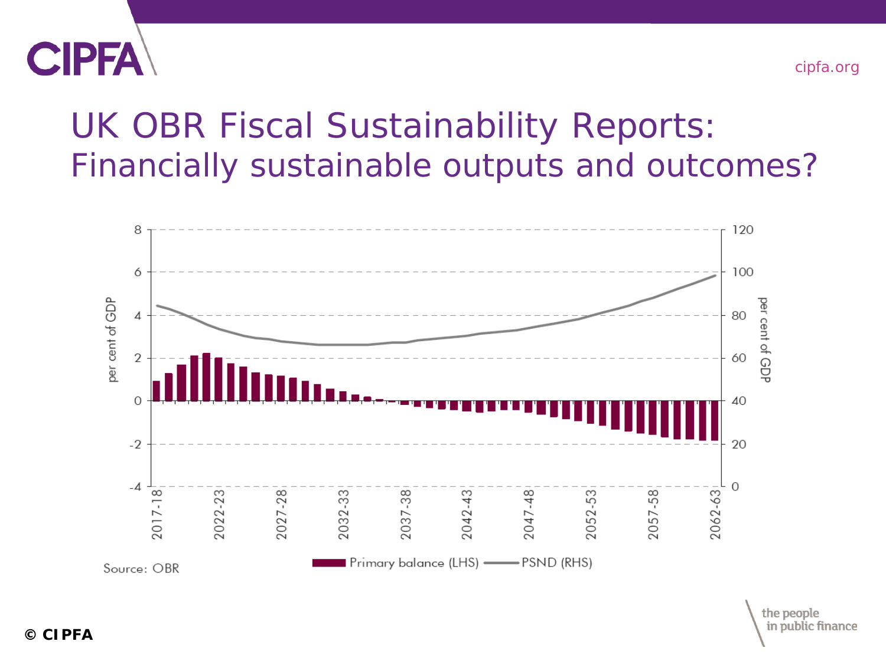# UK OBR Fiscal Sustainability Reports: Financially sustainable outputs and outcomes?

Source: OBR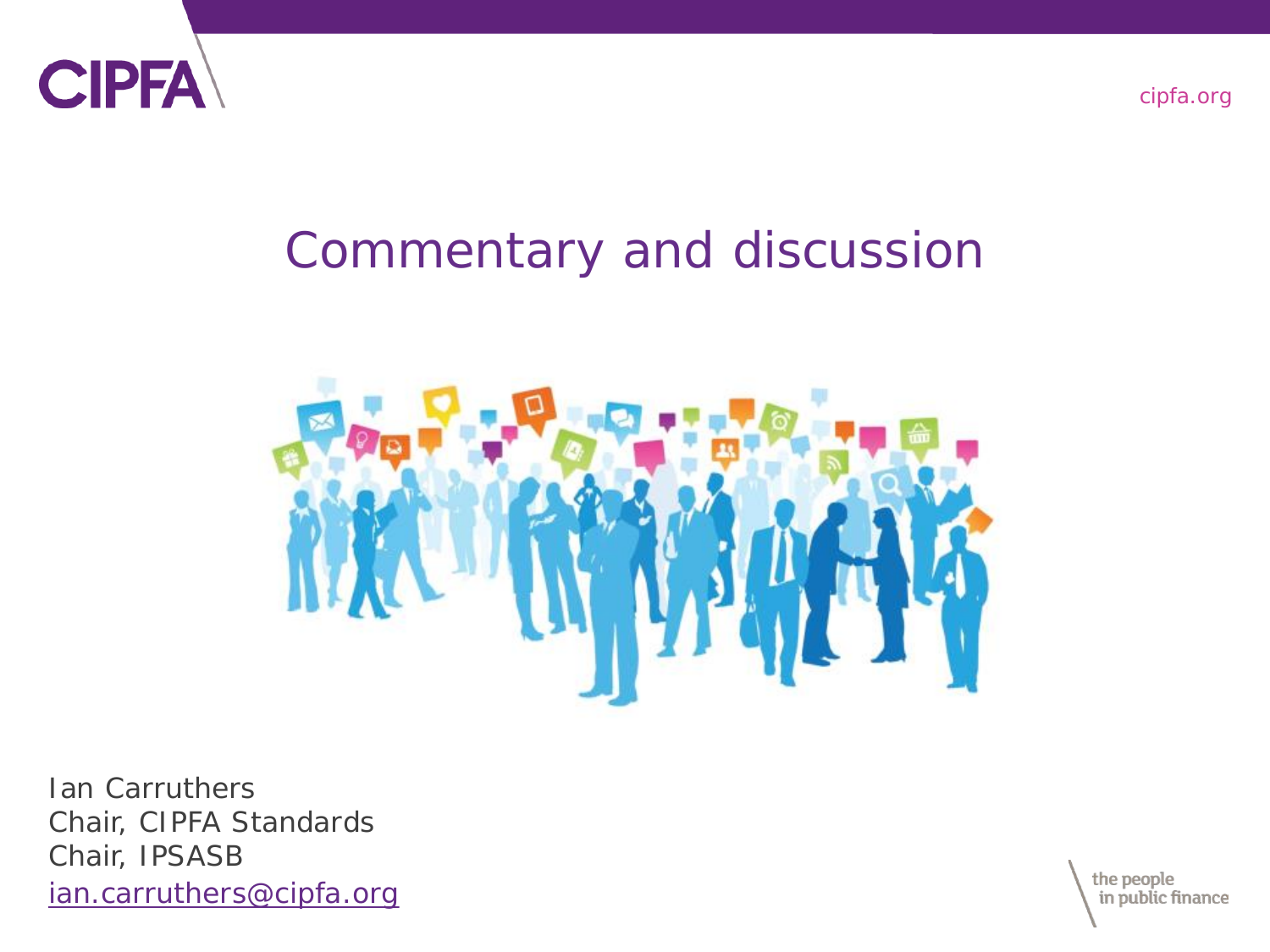CIPFA

cipfa.org

# Commentary and discussion

Ian Carruthers
Chair, CIPFA Standards
Chair, IPSASB
[ian.carruthers@cipfa.org](mailto:ian.carruthers@cipfa.org)

the people
in public finance